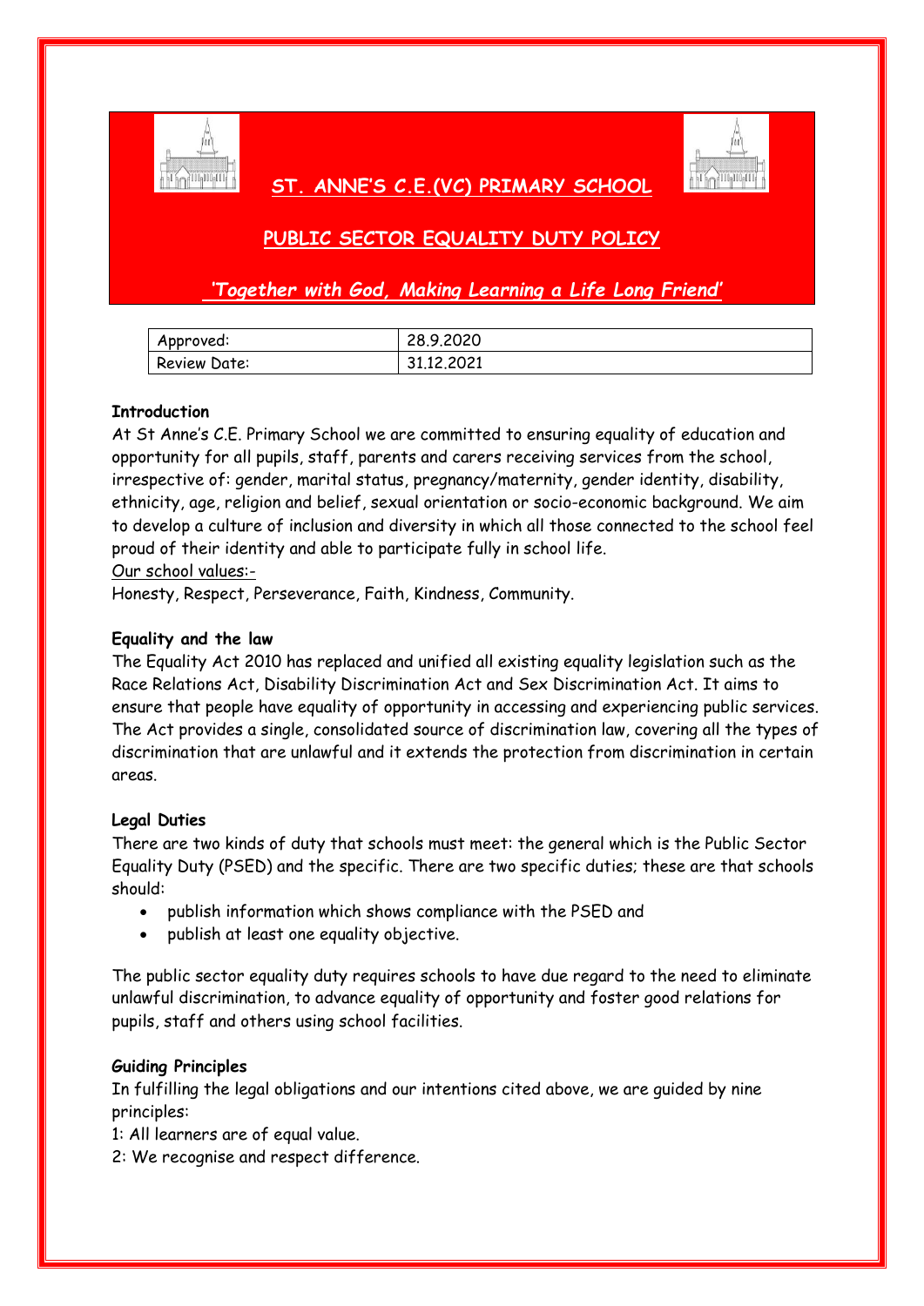# ST. ANNE'S C.E.(VC) PRIMARY SCHOOL

## PUBLIC SECTOR EQUALITY DUTY POLICY

*'Together with God, Making Learning a Life Long Friend'*

| Approved: | 28.9.2020 |
|---|---|
| Review Date: | 31.12.2021 |

**Introduction**

At St Anne's C.E. Primary School we are committed to ensuring equality of education and opportunity for all pupils, staff, parents and carers receiving services from the school, irrespective of: gender, marital status, pregnancy/maternity, gender identity, disability, ethnicity, age, religion and belief, sexual orientation or socio-economic background. We aim to develop a culture of inclusion and diversity in which all those connected to the school feel proud of their identity and able to participate fully in school life.

Our school values:-

Honesty, Respect, Perseverance, Faith, Kindness, Community.

**Equality and the law**

The Equality Act 2010 has replaced and unified all existing equality legislation such as the Race Relations Act, Disability Discrimination Act and Sex Discrimination Act. It aims to ensure that people have equality of opportunity in accessing and experiencing public services. The Act provides a single, consolidated source of discrimination law, covering all the types of discrimination that are unlawful and it extends the protection from discrimination in certain areas.

**Legal Duties**

There are two kinds of duty that schools must meet: the general which is the Public Sector Equality Duty (PSED) and the specific. There are two specific duties; these are that schools should:

- publish information which shows compliance with the PSED and
- publish at least one equality objective.

The public sector equality duty requires schools to have due regard to the need to eliminate unlawful discrimination, to advance equality of opportunity and foster good relations for pupils, staff and others using school facilities.

**Guiding Principles**

In fulfilling the legal obligations and our intentions cited above, we are guided by nine principles:

1: All learners are of equal value.

2: We recognise and respect difference.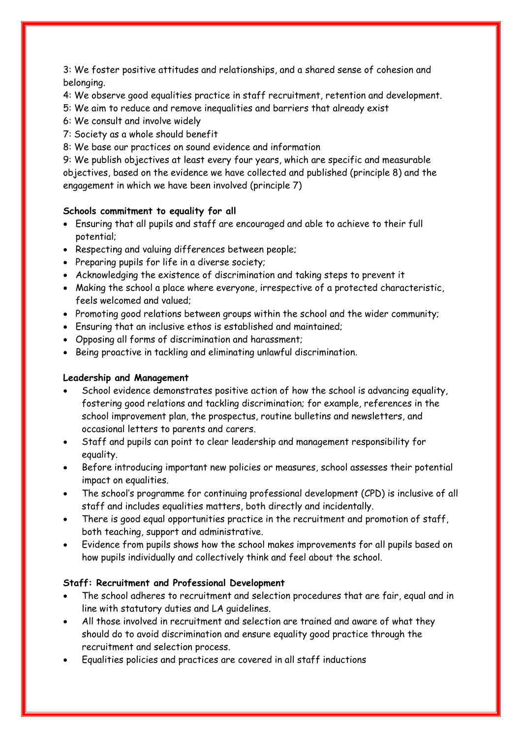3: We foster positive attitudes and relationships, and a shared sense of cohesion and belonging.
4: We observe good equalities practice in staff recruitment, retention and development.
5: We aim to reduce and remove inequalities and barriers that already exist
6: We consult and involve widely
7: Society as a whole should benefit
8: We base our practices on sound evidence and information
9: We publish objectives at least every four years, which are specific and measurable objectives, based on the evidence we have collected and published (principle 8) and the engagement in which we have been involved (principle 7)

**Schools commitment to equality for all**

- Ensuring that all pupils and staff are encouraged and able to achieve to their full potential;
- Respecting and valuing differences between people;
- Preparing pupils for life in a diverse society;
- Acknowledging the existence of discrimination and taking steps to prevent it
- Making the school a place where everyone, irrespective of a protected characteristic, feels welcomed and valued;
- Promoting good relations between groups within the school and the wider community;
- Ensuring that an inclusive ethos is established and maintained;
- Opposing all forms of discrimination and harassment;
- Being proactive in tackling and eliminating unlawful discrimination.

**Leadership and Management**

- School evidence demonstrates positive action of how the school is advancing equality, fostering good relations and tackling discrimination; for example, references in the school improvement plan, the prospectus, routine bulletins and newsletters, and occasional letters to parents and carers.
- Staff and pupils can point to clear leadership and management responsibility for equality.
- Before introducing important new policies or measures, school assesses their potential impact on equalities.
- The school's programme for continuing professional development (CPD) is inclusive of all staff and includes equalities matters, both directly and incidentally.
- There is good equal opportunities practice in the recruitment and promotion of staff, both teaching, support and administrative.
- Evidence from pupils shows how the school makes improvements for all pupils based on how pupils individually and collectively think and feel about the school.

**Staff: Recruitment and Professional Development**

- The school adheres to recruitment and selection procedures that are fair, equal and in line with statutory duties and LA guidelines.
- All those involved in recruitment and selection are trained and aware of what they should do to avoid discrimination and ensure equality good practice through the recruitment and selection process.
- Equalities policies and practices are covered in all staff inductions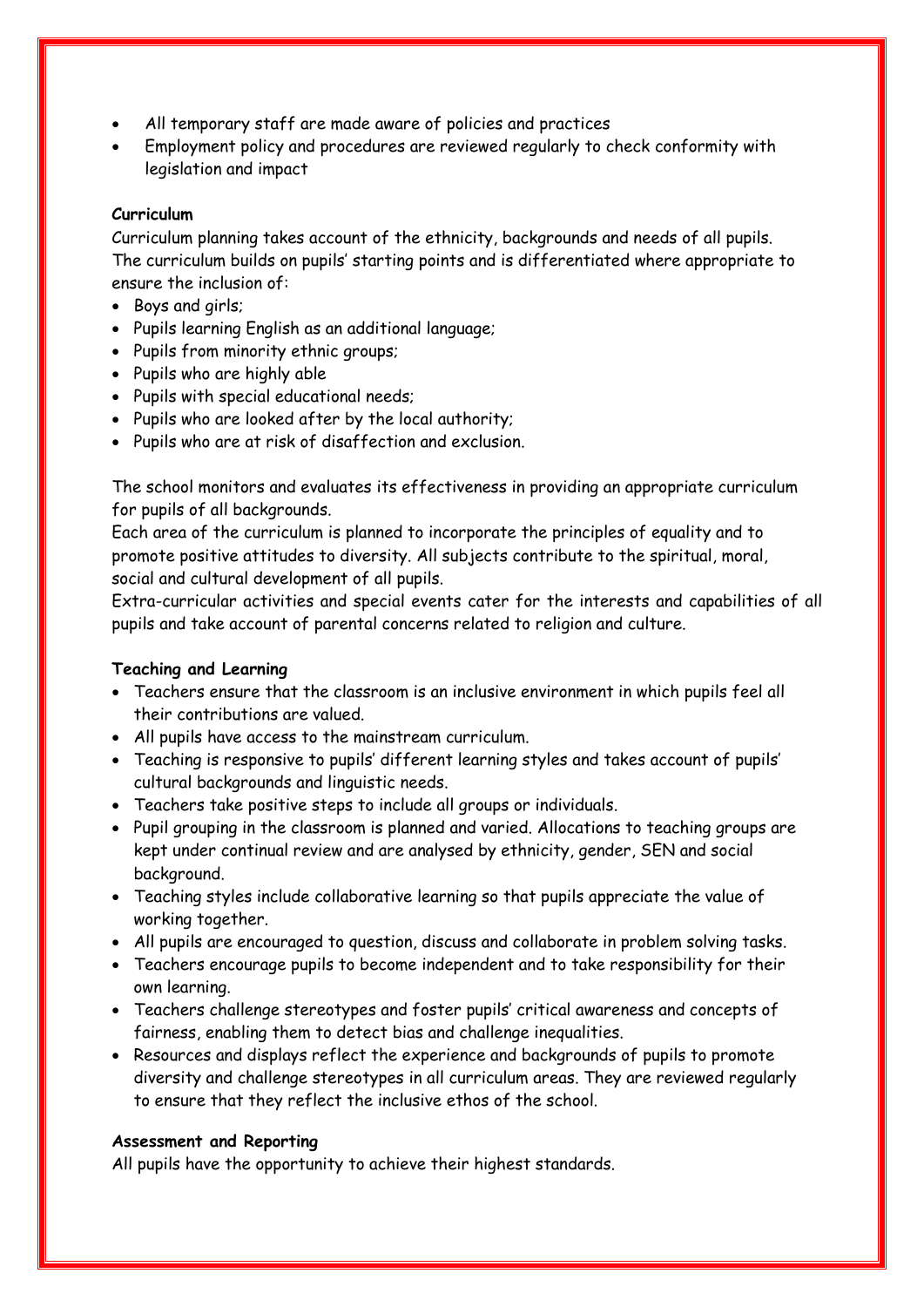- All temporary staff are made aware of policies and practices
- Employment policy and procedures are reviewed regularly to check conformity with legislation and impact

**Curriculum**

Curriculum planning takes account of the ethnicity, backgrounds and needs of all pupils. The curriculum builds on pupils' starting points and is differentiated where appropriate to ensure the inclusion of:

- Boys and girls;
- Pupils learning English as an additional language;
- Pupils from minority ethnic groups;
- Pupils who are highly able
- Pupils with special educational needs;
- Pupils who are looked after by the local authority;
- Pupils who are at risk of disaffection and exclusion.

The school monitors and evaluates its effectiveness in providing an appropriate curriculum for pupils of all backgrounds.

Each area of the curriculum is planned to incorporate the principles of equality and to promote positive attitudes to diversity. All subjects contribute to the spiritual, moral, social and cultural development of all pupils.

Extra-curricular activities and special events cater for the interests and capabilities of all pupils and take account of parental concerns related to religion and culture.

**Teaching and Learning**

- Teachers ensure that the classroom is an inclusive environment in which pupils feel all their contributions are valued.
- All pupils have access to the mainstream curriculum.
- Teaching is responsive to pupils' different learning styles and takes account of pupils' cultural backgrounds and linguistic needs.
- Teachers take positive steps to include all groups or individuals.
- Pupil grouping in the classroom is planned and varied. Allocations to teaching groups are kept under continual review and are analysed by ethnicity, gender, SEN and social background.
- Teaching styles include collaborative learning so that pupils appreciate the value of working together.
- All pupils are encouraged to question, discuss and collaborate in problem solving tasks.
- Teachers encourage pupils to become independent and to take responsibility for their own learning.
- Teachers challenge stereotypes and foster pupils' critical awareness and concepts of fairness, enabling them to detect bias and challenge inequalities.
- Resources and displays reflect the experience and backgrounds of pupils to promote diversity and challenge stereotypes in all curriculum areas. They are reviewed regularly to ensure that they reflect the inclusive ethos of the school.

**Assessment and Reporting**

All pupils have the opportunity to achieve their highest standards.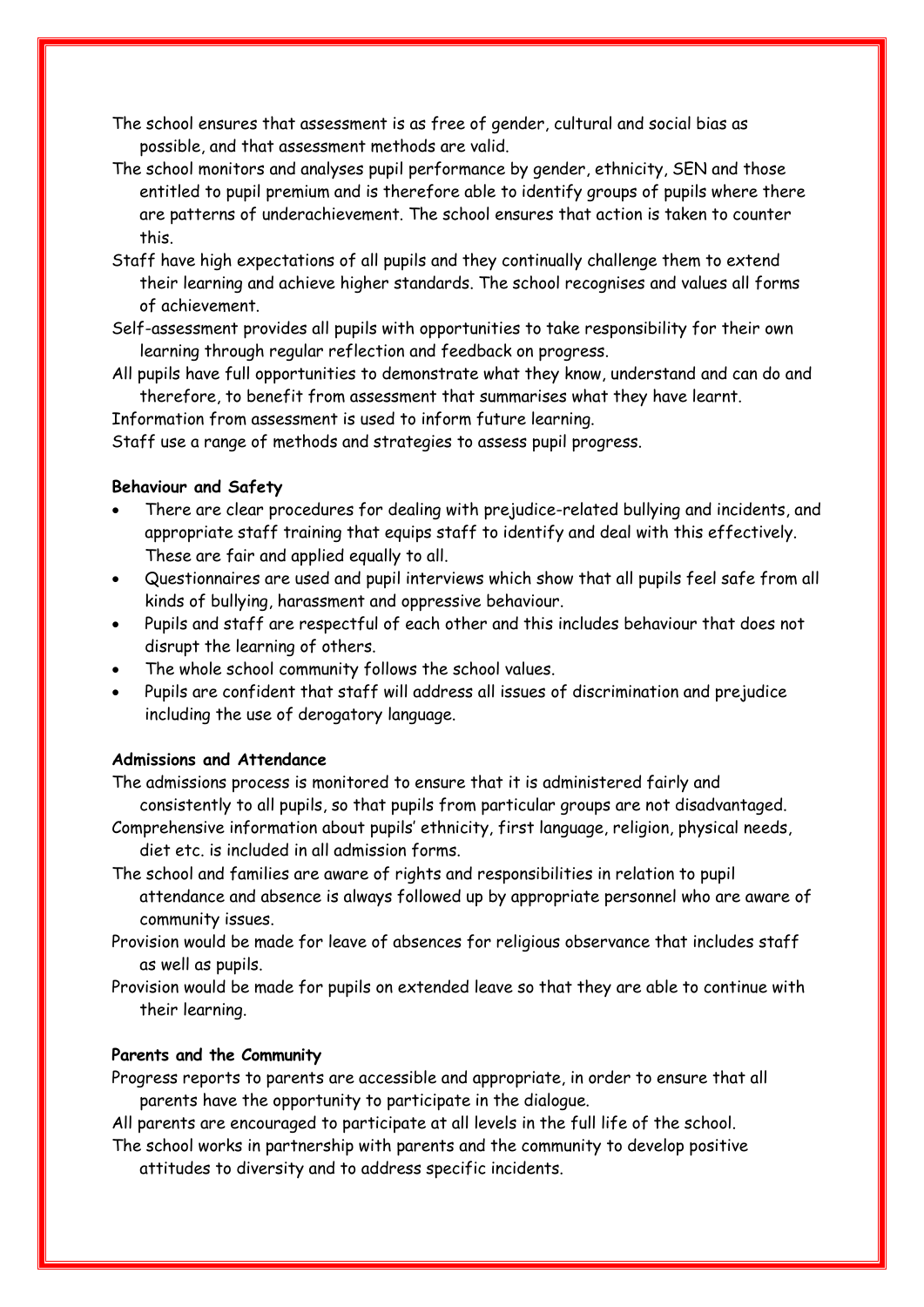The school ensures that assessment is as free of gender, cultural and social bias as possible, and that assessment methods are valid.

The school monitors and analyses pupil performance by gender, ethnicity, SEN and those entitled to pupil premium and is therefore able to identify groups of pupils where there are patterns of underachievement. The school ensures that action is taken to counter this.

Staff have high expectations of all pupils and they continually challenge them to extend their learning and achieve higher standards. The school recognises and values all forms of achievement.

Self-assessment provides all pupils with opportunities to take responsibility for their own learning through regular reflection and feedback on progress.

All pupils have full opportunities to demonstrate what they know, understand and can do and therefore, to benefit from assessment that summarises what they have learnt.

Information from assessment is used to inform future learning.

Staff use a range of methods and strategies to assess pupil progress.

**Behaviour and Safety**

- There are clear procedures for dealing with prejudice-related bullying and incidents, and appropriate staff training that equips staff to identify and deal with this effectively. These are fair and applied equally to all.
- Questionnaires are used and pupil interviews which show that all pupils feel safe from all kinds of bullying, harassment and oppressive behaviour.
- Pupils and staff are respectful of each other and this includes behaviour that does not disrupt the learning of others.
- The whole school community follows the school values.
- Pupils are confident that staff will address all issues of discrimination and prejudice including the use of derogatory language.

**Admissions and Attendance**

The admissions process is monitored to ensure that it is administered fairly and consistently to all pupils, so that pupils from particular groups are not disadvantaged.

Comprehensive information about pupils' ethnicity, first language, religion, physical needs, diet etc. is included in all admission forms.

The school and families are aware of rights and responsibilities in relation to pupil attendance and absence is always followed up by appropriate personnel who are aware of community issues.

Provision would be made for leave of absences for religious observance that includes staff as well as pupils.

Provision would be made for pupils on extended leave so that they are able to continue with their learning.

**Parents and the Community**

Progress reports to parents are accessible and appropriate, in order to ensure that all parents have the opportunity to participate in the dialogue.

All parents are encouraged to participate at all levels in the full life of the school.

The school works in partnership with parents and the community to develop positive attitudes to diversity and to address specific incidents.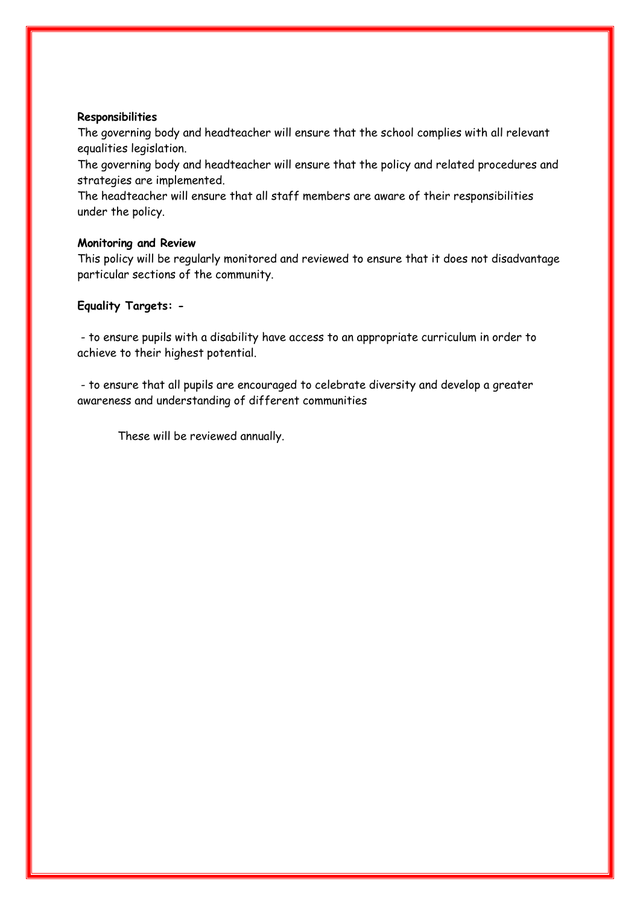**Responsibilities**

The governing body and headteacher will ensure that the school complies with all relevant equalities legislation.
The governing body and headteacher will ensure that the policy and related procedures and strategies are implemented.
The headteacher will ensure that all staff members are aware of their responsibilities under the policy.

**Monitoring and Review**

This policy will be regularly monitored and reviewed to ensure that it does not disadvantage particular sections of the community.

**Equality Targets: -**

- to ensure pupils with a disability have access to an appropriate curriculum in order to achieve to their highest potential.

- to ensure that all pupils are encouraged to celebrate diversity and develop a greater awareness and understanding of different communities

These will be reviewed annually.